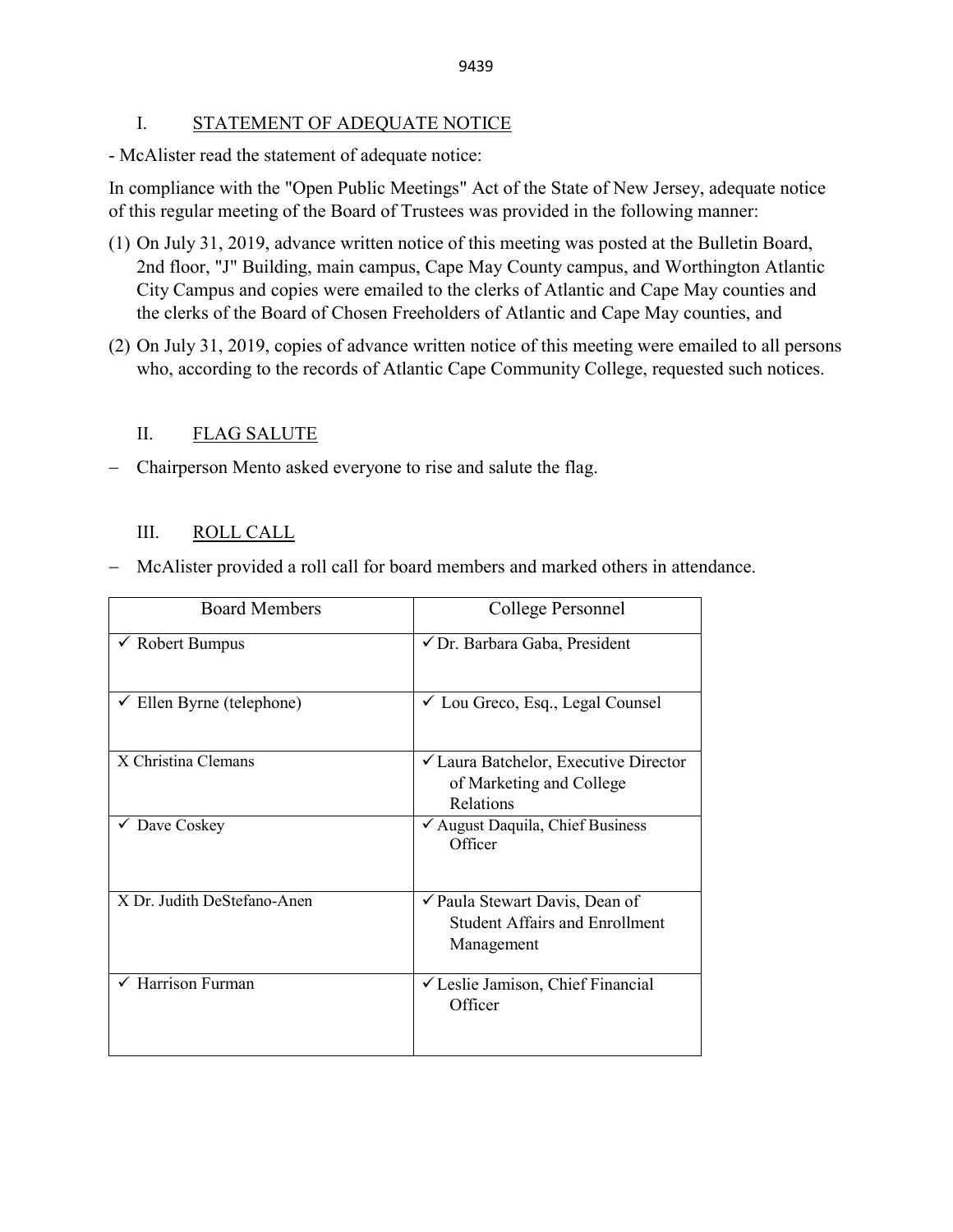## I. STATEMENT OF ADEQUATE NOTICE

- McAlister read the statement of adequate notice:

In compliance with the "Open Public Meetings" Act of the State of New Jersey, adequate notice of this regular meeting of the Board of Trustees was provided in the following manner:

(1) On July 31, 2019, advance written notice of this meeting was posted at the Bulletin Board, 2nd floor, "J" Building, main campus, Cape May County campus, and Worthington Atlantic City Campus and copies were emailed to the clerks of Atlantic and Cape May counties and the clerks of the Board of Chosen Freeholders of Atlantic and Cape May counties, and

(2) On July 31, 2019, copies of advance written notice of this meeting were emailed to all persons who, according to the records of Atlantic Cape Community College, requested such notices.

## II. FLAG SALUTE

– Chairperson Mento asked everyone to rise and salute the flag.

## III. ROLL CALL

– McAlister provided a roll call for board members and marked others in attendance.

| Board Members | College Personnel |
|---|---|
| ✓ Robert Bumpus | ✓ Dr. Barbara Gaba, President |
| ✓ Ellen Byrne (telephone) | ✓ Lou Greco, Esq., Legal Counsel |
| X Christina Clemans | ✓ Laura Batchelor, Executive Director of Marketing and College Relations |
| ✓ Dave Coskey | ✓ August Daquila, Chief Business Officer |
| X Dr. Judith DeStefano-Anen | ✓ Paula Stewart Davis, Dean of Student Affairs and Enrollment Management |
| ✓ Harrison Furman | ✓ Leslie Jamison, Chief Financial Officer |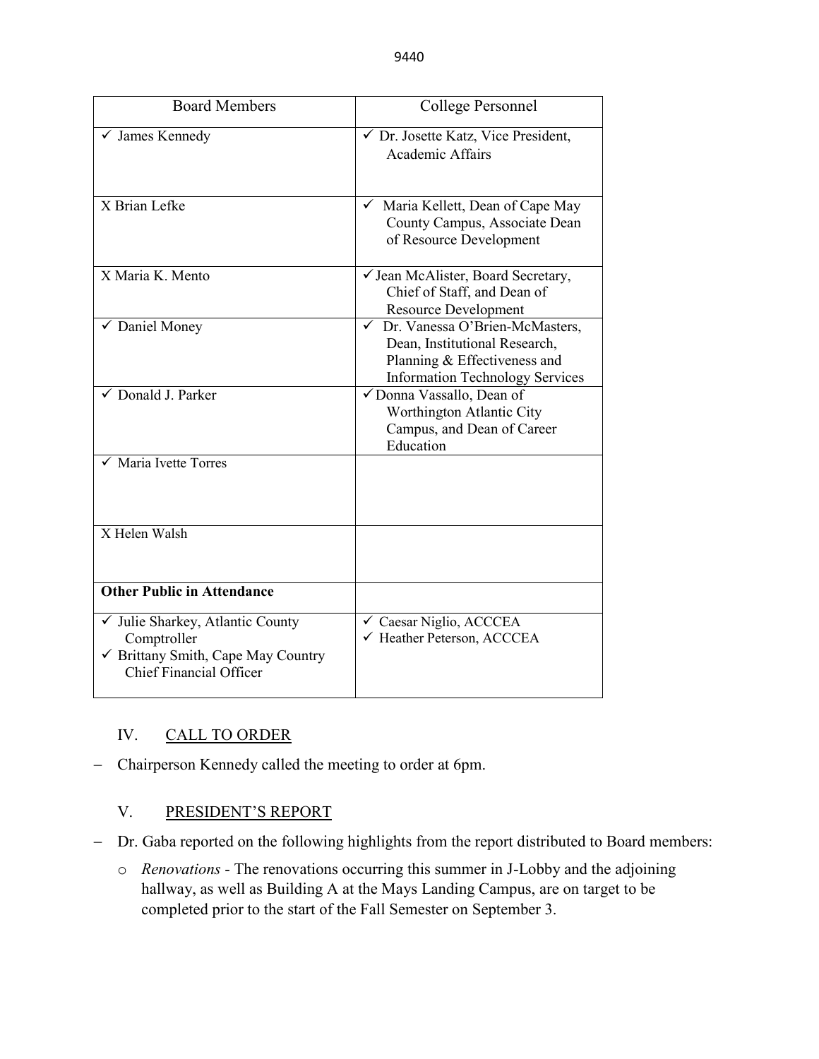| Board Members | College Personnel |
|---|---|
| ✓ James Kennedy | ✓ Dr. Josette Katz, Vice President, Academic Affairs |
| X Brian Lefke | ✓ Maria Kellett, Dean of Cape May County Campus, Associate Dean of Resource Development |
| X Maria K. Mento | ✓ Jean McAlister, Board Secretary, Chief of Staff, and Dean of Resource Development |
| ✓ Daniel Money | ✓ Dr. Vanessa O'Brien-McMasters, Dean, Institutional Research, Planning & Effectiveness and Information Technology Services |
| ✓ Donald J. Parker | ✓ Donna Vassallo, Dean of Worthington Atlantic City Campus, and Dean of Career Education |
| ✓ Maria Ivette Torres | |
| X Helen Walsh | |
| **Other Public in Attendance** | |
| ✓ Julie Sharkey, Atlantic County Comptroller<br>✓ Brittany Smith, Cape May Country Chief Financial Officer | ✓ Caesar Niglio, ACCCEA<br>✓ Heather Peterson, ACCCEA |

## IV. CALL TO ORDER

- Chairperson Kennedy called the meeting to order at 6pm.

## V. PRESIDENT'S REPORT

- Dr. Gaba reported on the following highlights from the report distributed to Board members:
  - *Renovations* - The renovations occurring this summer in J-Lobby and the adjoining hallway, as well as Building A at the Mays Landing Campus, are on target to be completed prior to the start of the Fall Semester on September 3.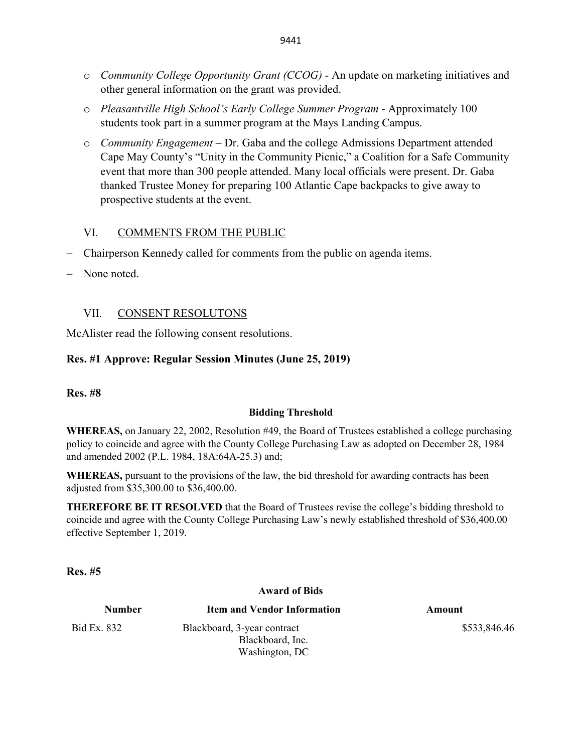- *Community College Opportunity Grant (CCOG)* - An update on marketing initiatives and other general information on the grant was provided.
- *Pleasantville High School's Early College Summer Program* - Approximately 100 students took part in a summer program at the Mays Landing Campus.
- *Community Engagement* – Dr. Gaba and the college Admissions Department attended Cape May County's "Unity in the Community Picnic," a Coalition for a Safe Community event that more than 300 people attended. Many local officials were present. Dr. Gaba thanked Trustee Money for preparing 100 Atlantic Cape backpacks to give away to prospective students at the event.

## VI. COMMENTS FROM THE PUBLIC

- Chairperson Kennedy called for comments from the public on agenda items.
- None noted.

## VII. CONSENT RESOLUTONS

McAlister read the following consent resolutions.

**Res. #1 Approve: Regular Session Minutes (June 25, 2019)**

**Res. #8**

**Bidding Threshold**

**WHEREAS,** on January 22, 2002, Resolution #49, the Board of Trustees established a college purchasing policy to coincide and agree with the County College Purchasing Law as adopted on December 28, 1984 and amended 2002 (P.L. 1984, 18A:64A-25.3) and;

**WHEREAS,** pursuant to the provisions of the law, the bid threshold for awarding contracts has been adjusted from $35,300.00 to $36,400.00.

**THEREFORE BE IT RESOLVED** that the Board of Trustees revise the college's bidding threshold to coincide and agree with the County College Purchasing Law's newly established threshold of $36,400.00 effective September 1, 2019.

**Res. #5**

**Award of Bids**

| Number | Item and Vendor Information | Amount |
|---|---|---|
| Bid Ex. 832 | Blackboard, 3-year contract<br>Blackboard, Inc.<br>Washington, DC | $533,846.46 |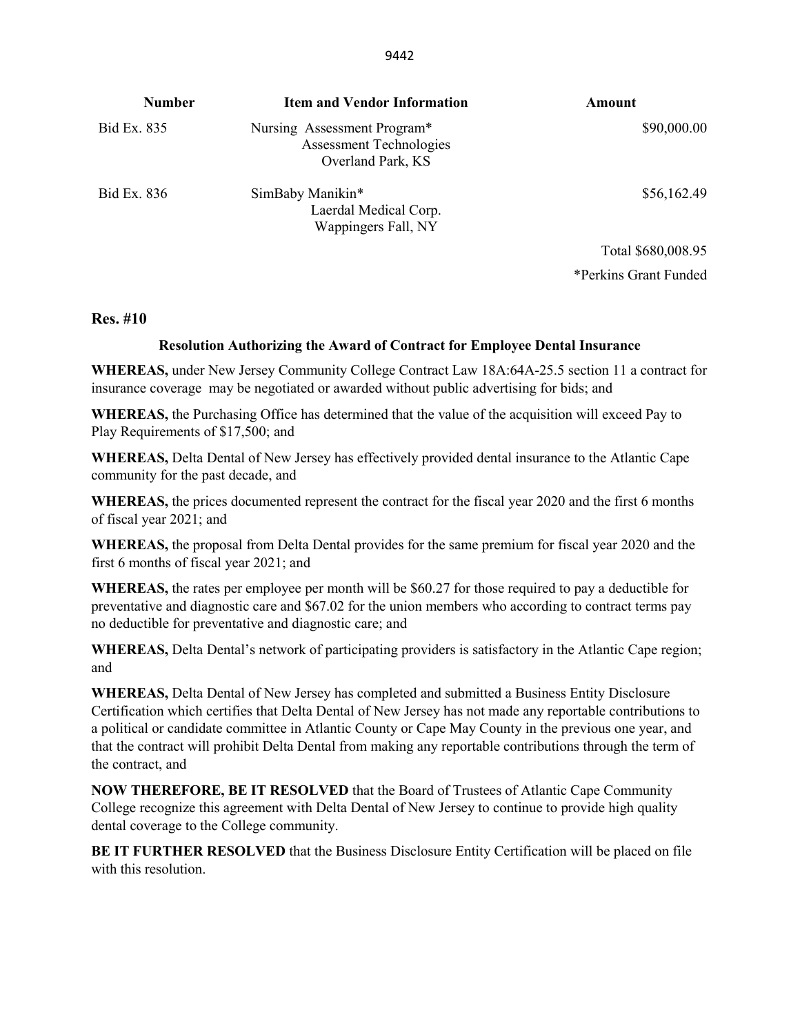| Number | Item and Vendor Information | Amount |
|---|---|---|
| Bid Ex. 835 | Nursing Assessment Program* Assessment Technologies Overland Park, KS | $90,000.00 |
| Bid Ex. 836 | SimBaby Manikin* Laerdal Medical Corp. Wappingers Fall, NY | $56,162.49 |
| | | Total $680,008.95 |
| | | *Perkins Grant Funded |

**Res. #10**

**Resolution Authorizing the Award of Contract for Employee Dental Insurance**

**WHEREAS,** under New Jersey Community College Contract Law 18A:64A-25.5 section 11 a contract for insurance coverage may be negotiated or awarded without public advertising for bids; and

**WHEREAS,** the Purchasing Office has determined that the value of the acquisition will exceed Pay to Play Requirements of $17,500; and

**WHEREAS,** Delta Dental of New Jersey has effectively provided dental insurance to the Atlantic Cape community for the past decade, and

**WHEREAS,** the prices documented represent the contract for the fiscal year 2020 and the first 6 months of fiscal year 2021; and

**WHEREAS,** the proposal from Delta Dental provides for the same premium for fiscal year 2020 and the first 6 months of fiscal year 2021; and

**WHEREAS,** the rates per employee per month will be $60.27 for those required to pay a deductible for preventative and diagnostic care and $67.02 for the union members who according to contract terms pay no deductible for preventative and diagnostic care; and

**WHEREAS,** Delta Dental's network of participating providers is satisfactory in the Atlantic Cape region; and

**WHEREAS,** Delta Dental of New Jersey has completed and submitted a Business Entity Disclosure Certification which certifies that Delta Dental of New Jersey has not made any reportable contributions to a political or candidate committee in Atlantic County or Cape May County in the previous one year, and that the contract will prohibit Delta Dental from making any reportable contributions through the term of the contract, and

**NOW THEREFORE, BE IT RESOLVED** that the Board of Trustees of Atlantic Cape Community College recognize this agreement with Delta Dental of New Jersey to continue to provide high quality dental coverage to the College community.

**BE IT FURTHER RESOLVED** that the Business Disclosure Entity Certification will be placed on file with this resolution.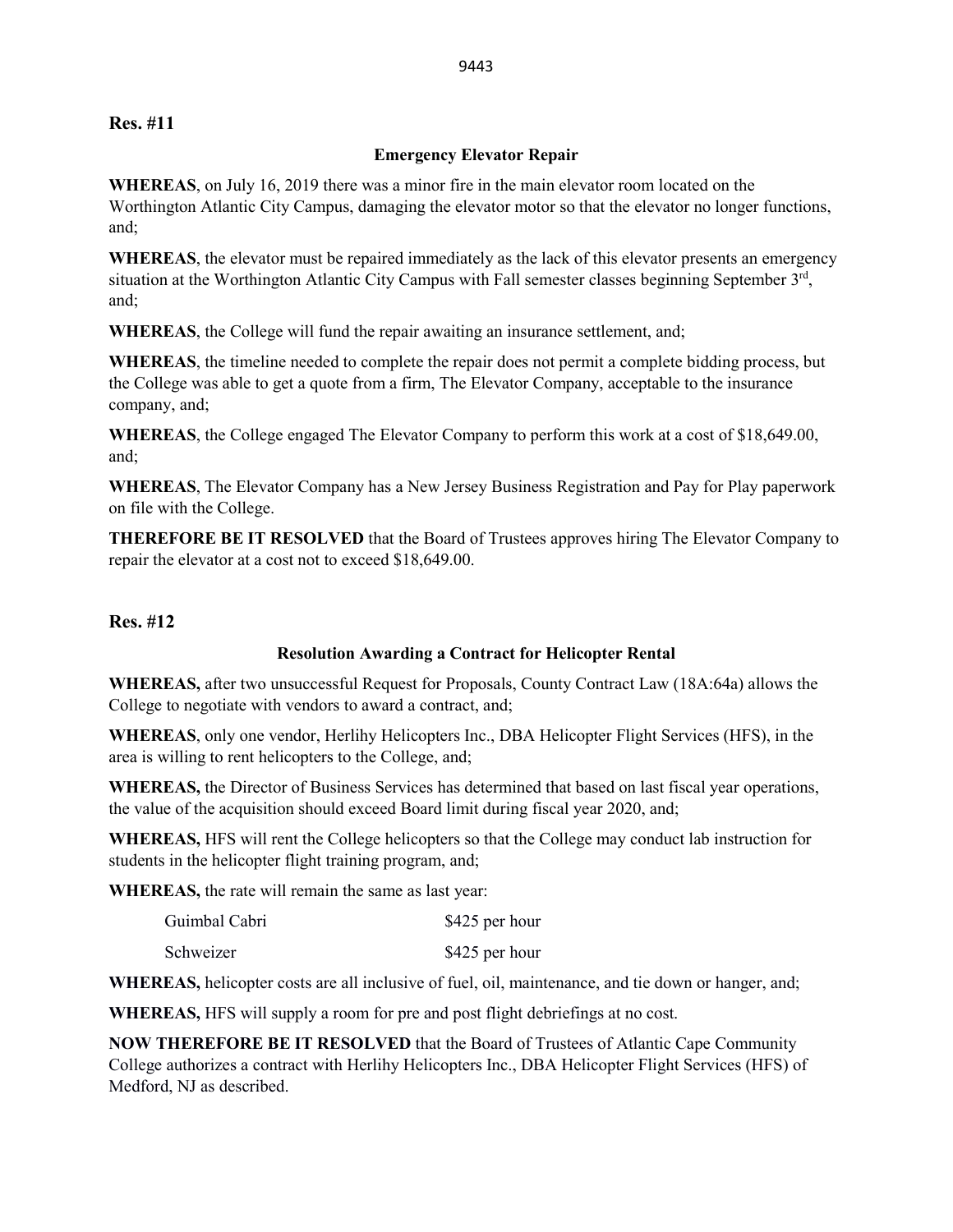**Res. #11**

**Emergency Elevator Repair**

**WHEREAS**, on July 16, 2019 there was a minor fire in the main elevator room located on the Worthington Atlantic City Campus, damaging the elevator motor so that the elevator no longer functions, and;

**WHEREAS**, the elevator must be repaired immediately as the lack of this elevator presents an emergency situation at the Worthington Atlantic City Campus with Fall semester classes beginning September 3rd, and;

**WHEREAS**, the College will fund the repair awaiting an insurance settlement, and;

**WHEREAS**, the timeline needed to complete the repair does not permit a complete bidding process, but the College was able to get a quote from a firm, The Elevator Company, acceptable to the insurance company, and;

**WHEREAS**, the College engaged The Elevator Company to perform this work at a cost of $18,649.00, and;

**WHEREAS**, The Elevator Company has a New Jersey Business Registration and Pay for Play paperwork on file with the College.

**THEREFORE BE IT RESOLVED** that the Board of Trustees approves hiring The Elevator Company to repair the elevator at a cost not to exceed $18,649.00.

**Res. #12**

**Resolution Awarding a Contract for Helicopter Rental**

**WHEREAS,** after two unsuccessful Request for Proposals, County Contract Law (18A:64a) allows the College to negotiate with vendors to award a contract, and;

**WHEREAS**, only one vendor, Herlihy Helicopters Inc., DBA Helicopter Flight Services (HFS), in the area is willing to rent helicopters to the College, and;

**WHEREAS,** the Director of Business Services has determined that based on last fiscal year operations, the value of the acquisition should exceed Board limit during fiscal year 2020, and;

**WHEREAS,** HFS will rent the College helicopters so that the College may conduct lab instruction for students in the helicopter flight training program, and;

**WHEREAS,** the rate will remain the same as last year:

| | |
|---|---|
| Guimbal Cabri | $425 per hour |
| Schweizer | $425 per hour |

**WHEREAS,** helicopter costs are all inclusive of fuel, oil, maintenance, and tie down or hanger, and;

**WHEREAS,** HFS will supply a room for pre and post flight debriefings at no cost.

**NOW THEREFORE BE IT RESOLVED** that the Board of Trustees of Atlantic Cape Community College authorizes a contract with Herlihy Helicopters Inc., DBA Helicopter Flight Services (HFS) of Medford, NJ as described.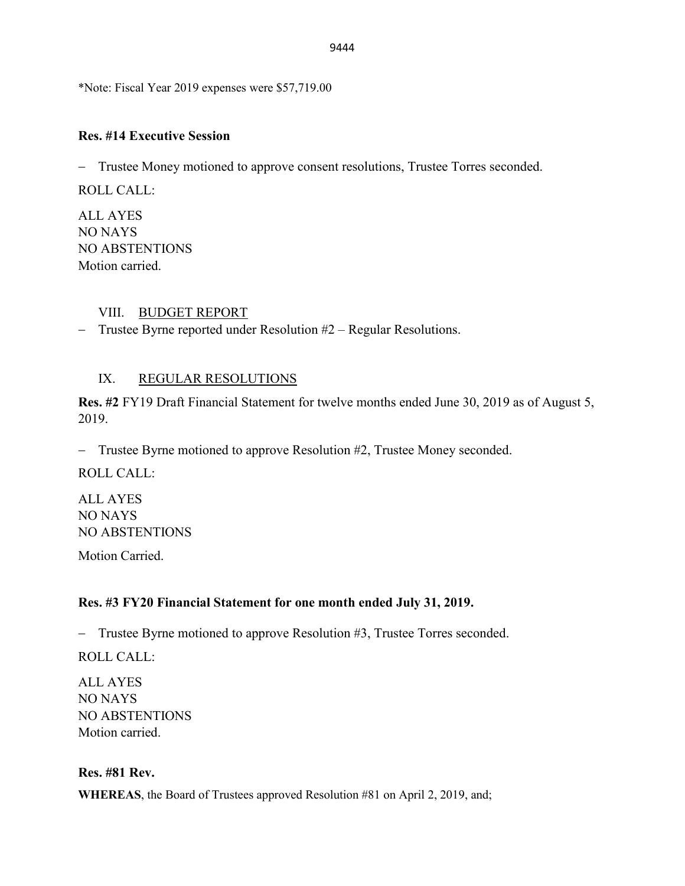*Note: Fiscal Year 2019 expenses were $57,719.00

**Res. #14 Executive Session**

– Trustee Money motioned to approve consent resolutions, Trustee Torres seconded.

ROLL CALL:

ALL AYES
NO NAYS
NO ABSTENTIONS
Motion carried.

VIII. BUDGET REPORT

– Trustee Byrne reported under Resolution #2 – Regular Resolutions.

IX. REGULAR RESOLUTIONS

**Res. #2** FY19 Draft Financial Statement for twelve months ended June 30, 2019 as of August 5, 2019.

– Trustee Byrne motioned to approve Resolution #2, Trustee Money seconded.

ROLL CALL:

ALL AYES
NO NAYS
NO ABSTENTIONS

Motion Carried.

**Res. #3 FY20 Financial Statement for one month ended July 31, 2019.**

– Trustee Byrne motioned to approve Resolution #3, Trustee Torres seconded.

ROLL CALL:

ALL AYES
NO NAYS
NO ABSTENTIONS
Motion carried.

**Res. #81 Rev.**

**WHEREAS**, the Board of Trustees approved Resolution #81 on April 2, 2019, and;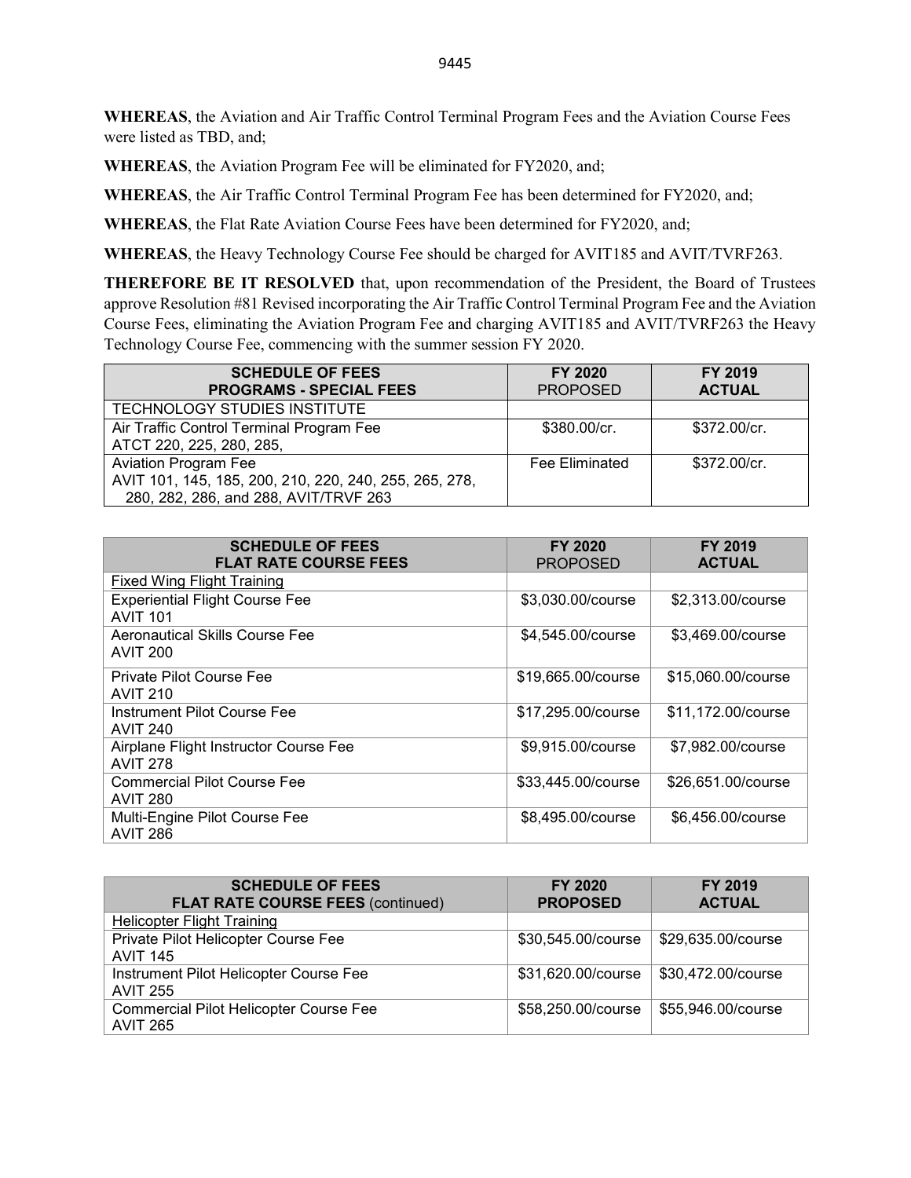**WHEREAS**, the Aviation and Air Traffic Control Terminal Program Fees and the Aviation Course Fees were listed as TBD, and;

**WHEREAS**, the Aviation Program Fee will be eliminated for FY2020, and;

**WHEREAS**, the Air Traffic Control Terminal Program Fee has been determined for FY2020, and;

**WHEREAS**, the Flat Rate Aviation Course Fees have been determined for FY2020, and;

**WHEREAS**, the Heavy Technology Course Fee should be charged for AVIT185 and AVIT/TVRF263.

**THEREFORE BE IT RESOLVED** that, upon recommendation of the President, the Board of Trustees approve Resolution #81 Revised incorporating the Air Traffic Control Terminal Program Fee and the Aviation Course Fees, eliminating the Aviation Program Fee and charging AVIT185 and AVIT/TVRF263 the Heavy Technology Course Fee, commencing with the summer session FY 2020.

| SCHEDULE OF FEES<br>PROGRAMS - SPECIAL FEES | FY 2020<br>PROPOSED | FY 2019<br>ACTUAL |
|---|---|---|
| TECHNOLOGY STUDIES INSTITUTE | | |
| Air Traffic Control Terminal Program Fee<br>ATCT 220, 225, 280, 285, | \$380.00/cr. | \$372.00/cr. |
| Aviation Program Fee<br>AVIT 101, 145, 185, 200, 210, 220, 240, 255, 265, 278, 280, 282, 286, and 288, AVIT/TRVF 263 | Fee Eliminated | \$372.00/cr. |

| SCHEDULE OF FEES<br>FLAT RATE COURSE FEES | FY 2020<br>PROPOSED | FY 2019<br>ACTUAL |
|---|---|---|
| Fixed Wing Flight Training | | |
| Experiential Flight Course Fee<br>AVIT 101 | \$3,030.00/course | \$2,313.00/course |
| Aeronautical Skills Course Fee<br>AVIT 200 | \$4,545.00/course | \$3,469.00/course |
| Private Pilot Course Fee<br>AVIT 210 | \$19,665.00/course | \$15,060.00/course |
| Instrument Pilot Course Fee<br>AVIT 240 | \$17,295.00/course | \$11,172.00/course |
| Airplane Flight Instructor Course Fee<br>AVIT 278 | \$9,915.00/course | \$7,982.00/course |
| Commercial Pilot Course Fee<br>AVIT 280 | \$33,445.00/course | \$26,651.00/course |
| Multi-Engine Pilot Course Fee<br>AVIT 286 | \$8,495.00/course | \$6,456.00/course |

| SCHEDULE OF FEES<br>FLAT RATE COURSE FEES (continued) | FY 2020<br>PROPOSED | FY 2019<br>ACTUAL |
|---|---|---|
| Helicopter Flight Training | | |
| Private Pilot Helicopter Course Fee<br>AVIT 145 | \$30,545.00/course | \$29,635.00/course |
| Instrument Pilot Helicopter Course Fee<br>AVIT 255 | \$31,620.00/course | \$30,472.00/course |
| Commercial Pilot Helicopter Course Fee<br>AVIT 265 | \$58,250.00/course | \$55,946.00/course |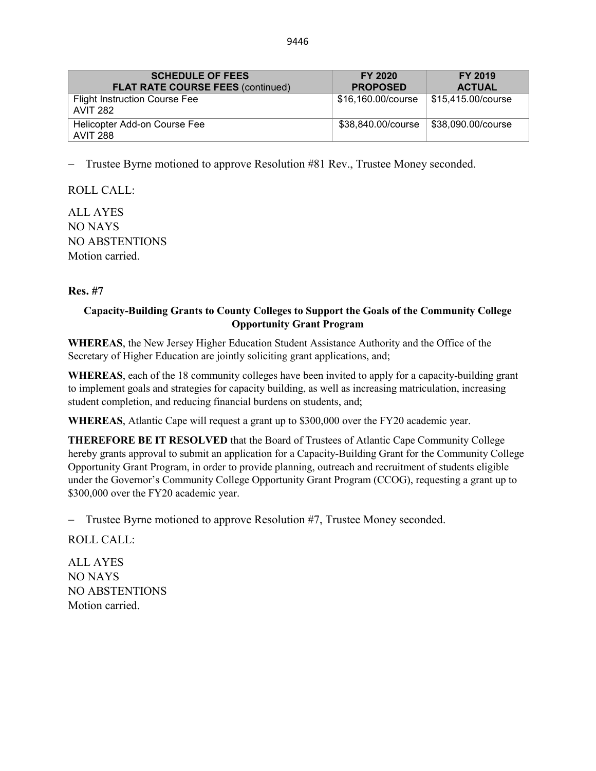| SCHEDULE OF FEES<br>FLAT RATE COURSE FEES (continued) | FY 2020<br>PROPOSED | FY 2019<br>ACTUAL |
|---|---|---|
| Flight Instruction Course Fee<br>AVIT 282 | $16,160.00/course | $15,415.00/course |
| Helicopter Add-on Course Fee<br>AVIT 288 | $38,840.00/course | $38,090.00/course |

– Trustee Byrne motioned to approve Resolution #81 Rev., Trustee Money seconded.

ROLL CALL:

ALL AYES
NO NAYS
NO ABSTENTIONS
Motion carried.

**Res. #7**

**Capacity-Building Grants to County Colleges to Support the Goals of the Community College Opportunity Grant Program**

**WHEREAS**, the New Jersey Higher Education Student Assistance Authority and the Office of the Secretary of Higher Education are jointly soliciting grant applications, and;

**WHEREAS**, each of the 18 community colleges have been invited to apply for a capacity-building grant to implement goals and strategies for capacity building, as well as increasing matriculation, increasing student completion, and reducing financial burdens on students, and;

**WHEREAS**, Atlantic Cape will request a grant up to $300,000 over the FY20 academic year.

**THEREFORE BE IT RESOLVED** that the Board of Trustees of Atlantic Cape Community College hereby grants approval to submit an application for a Capacity-Building Grant for the Community College Opportunity Grant Program, in order to provide planning, outreach and recruitment of students eligible under the Governor's Community College Opportunity Grant Program (CCOG), requesting a grant up to $300,000 over the FY20 academic year.

– Trustee Byrne motioned to approve Resolution #7, Trustee Money seconded.

ROLL CALL:

ALL AYES
NO NAYS
NO ABSTENTIONS
Motion carried.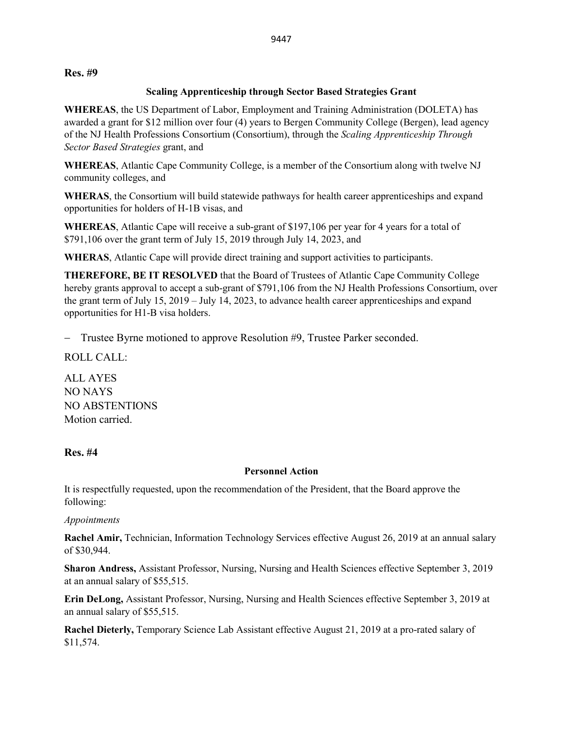**Res. #9**

**Scaling Apprenticeship through Sector Based Strategies Grant**

**WHEREAS**, the US Department of Labor, Employment and Training Administration (DOLETA) has awarded a grant for $12 million over four (4) years to Bergen Community College (Bergen), lead agency of the NJ Health Professions Consortium (Consortium), through the *Scaling Apprenticeship Through Sector Based Strategies* grant, and

**WHEREAS**, Atlantic Cape Community College, is a member of the Consortium along with twelve NJ community colleges, and

**WHERAS**, the Consortium will build statewide pathways for health career apprenticeships and expand opportunities for holders of H-1B visas, and

**WHEREAS**, Atlantic Cape will receive a sub-grant of $197,106 per year for 4 years for a total of $791,106 over the grant term of July 15, 2019 through July 14, 2023, and

**WHERAS**, Atlantic Cape will provide direct training and support activities to participants.

**THEREFORE, BE IT RESOLVED** that the Board of Trustees of Atlantic Cape Community College hereby grants approval to accept a sub-grant of $791,106 from the NJ Health Professions Consortium, over the grant term of July 15, 2019 – July 14, 2023, to advance health career apprenticeships and expand opportunities for H1-B visa holders.

– Trustee Byrne motioned to approve Resolution #9, Trustee Parker seconded.

ROLL CALL:

ALL AYES
NO NAYS
NO ABSTENTIONS
Motion carried.

**Res. #4**

**Personnel Action**

It is respectfully requested, upon the recommendation of the President, that the Board approve the following:

*Appointments*

**Rachel Amir,** Technician, Information Technology Services effective August 26, 2019 at an annual salary of $30,944.

**Sharon Andress,** Assistant Professor, Nursing, Nursing and Health Sciences effective September 3, 2019 at an annual salary of $55,515.

**Erin DeLong,** Assistant Professor, Nursing, Nursing and Health Sciences effective September 3, 2019 at an annual salary of $55,515.

**Rachel Dieterly,** Temporary Science Lab Assistant effective August 21, 2019 at a pro-rated salary of $11,574.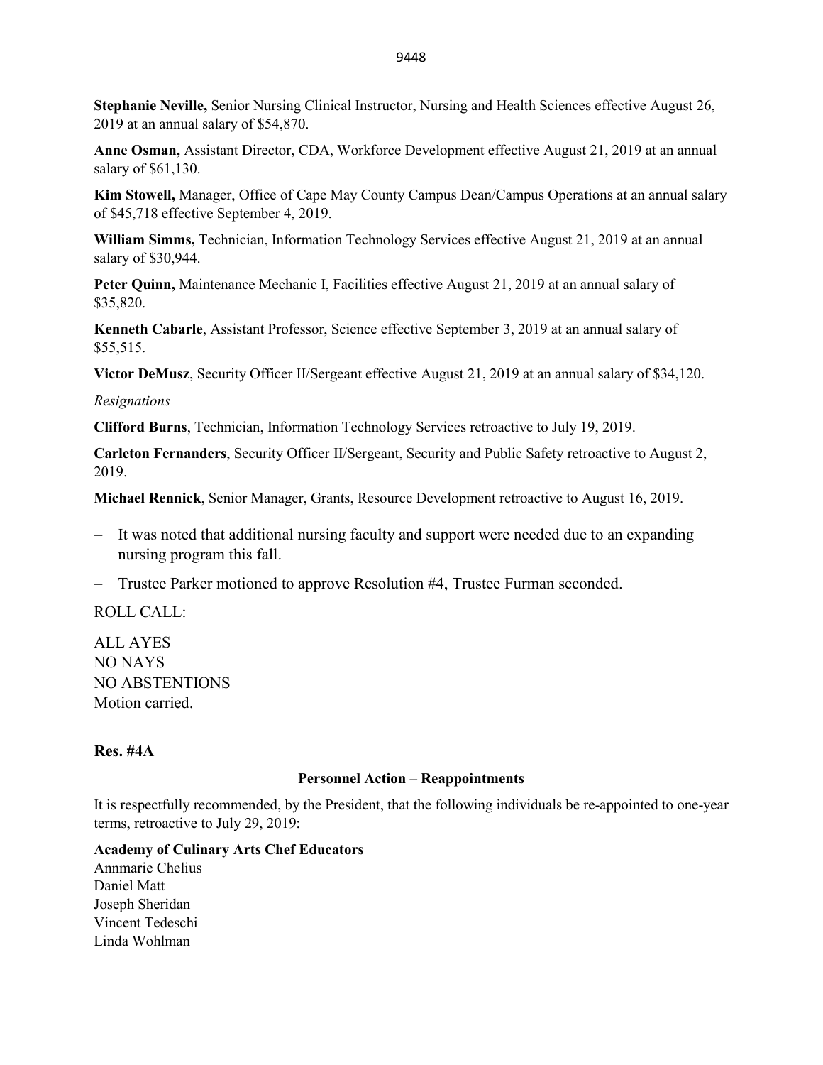**Stephanie Neville,** Senior Nursing Clinical Instructor, Nursing and Health Sciences effective August 26, 2019 at an annual salary of $54,870.

**Anne Osman,** Assistant Director, CDA, Workforce Development effective August 21, 2019 at an annual salary of $61,130.

**Kim Stowell,** Manager, Office of Cape May County Campus Dean/Campus Operations at an annual salary of $45,718 effective September 4, 2019.

**William Simms,** Technician, Information Technology Services effective August 21, 2019 at an annual salary of $30,944.

**Peter Quinn,** Maintenance Mechanic I, Facilities effective August 21, 2019 at an annual salary of $35,820.

**Kenneth Cabarle**, Assistant Professor, Science effective September 3, 2019 at an annual salary of $55,515.

**Victor DeMusz**, Security Officer II/Sergeant effective August 21, 2019 at an annual salary of $34,120.

*Resignations*

**Clifford Burns**, Technician, Information Technology Services retroactive to July 19, 2019.

**Carleton Fernanders**, Security Officer II/Sergeant, Security and Public Safety retroactive to August 2, 2019.

**Michael Rennick**, Senior Manager, Grants, Resource Development retroactive to August 16, 2019.

- It was noted that additional nursing faculty and support were needed due to an expanding nursing program this fall.
- Trustee Parker motioned to approve Resolution #4, Trustee Furman seconded.

ROLL CALL:

ALL AYES
NO NAYS
NO ABSTENTIONS
Motion carried.

**Res. #4A**

**Personnel Action – Reappointments**

It is respectfully recommended, by the President, that the following individuals be re-appointed to one-year terms, retroactive to July 29, 2019:

**Academy of Culinary Arts Chef Educators**
Annmarie Chelius
Daniel Matt
Joseph Sheridan
Vincent Tedeschi
Linda Wohlman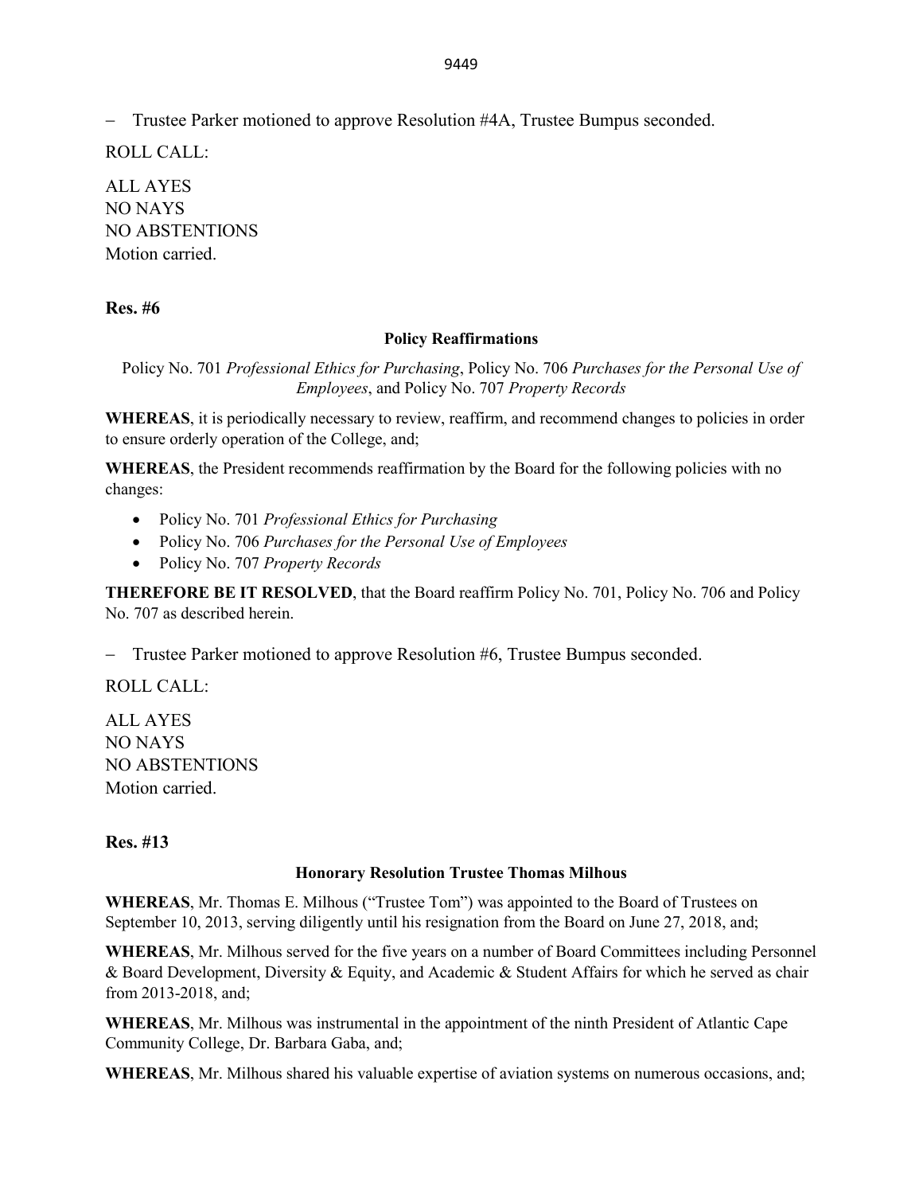– Trustee Parker motioned to approve Resolution #4A, Trustee Bumpus seconded.

ROLL CALL:

ALL AYES
NO NAYS
NO ABSTENTIONS
Motion carried.

**Res. #6**

**Policy Reaffirmations**

Policy No. 701 *Professional Ethics for Purchasing*, Policy No. 706 *Purchases for the Personal Use of Employees*, and Policy No. 707 *Property Records*

**WHEREAS**, it is periodically necessary to review, reaffirm, and recommend changes to policies in order to ensure orderly operation of the College, and;

**WHEREAS**, the President recommends reaffirmation by the Board for the following policies with no changes:

- Policy No. 701 *Professional Ethics for Purchasing*
- Policy No. 706 *Purchases for the Personal Use of Employees*
- Policy No. 707 *Property Records*

**THEREFORE BE IT RESOLVED**, that the Board reaffirm Policy No. 701, Policy No. 706 and Policy No. 707 as described herein.

– Trustee Parker motioned to approve Resolution #6, Trustee Bumpus seconded.

ROLL CALL:

ALL AYES
NO NAYS
NO ABSTENTIONS
Motion carried.

**Res. #13**

**Honorary Resolution Trustee Thomas Milhous**

**WHEREAS**, Mr. Thomas E. Milhous ("Trustee Tom") was appointed to the Board of Trustees on September 10, 2013, serving diligently until his resignation from the Board on June 27, 2018, and;

**WHEREAS**, Mr. Milhous served for the five years on a number of Board Committees including Personnel & Board Development, Diversity & Equity, and Academic & Student Affairs for which he served as chair from 2013-2018, and;

**WHEREAS**, Mr. Milhous was instrumental in the appointment of the ninth President of Atlantic Cape Community College, Dr. Barbara Gaba, and;

**WHEREAS**, Mr. Milhous shared his valuable expertise of aviation systems on numerous occasions, and;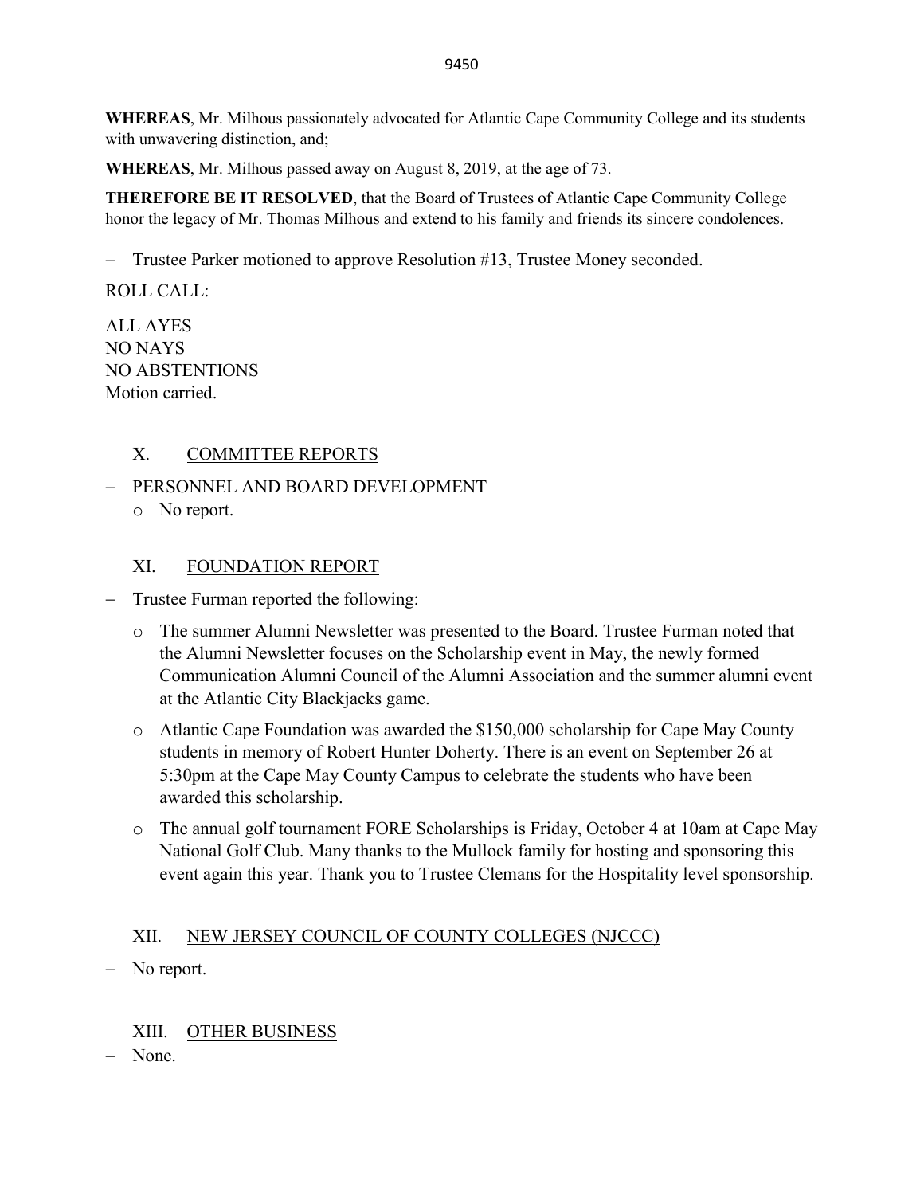**WHEREAS**, Mr. Milhous passionately advocated for Atlantic Cape Community College and its students with unwavering distinction, and;

**WHEREAS**, Mr. Milhous passed away on August 8, 2019, at the age of 73.

**THEREFORE BE IT RESOLVED**, that the Board of Trustees of Atlantic Cape Community College honor the legacy of Mr. Thomas Milhous and extend to his family and friends its sincere condolences.

- Trustee Parker motioned to approve Resolution #13, Trustee Money seconded.

ROLL CALL:

ALL AYES
NO NAYS
NO ABSTENTIONS
Motion carried.

## X. COMMITTEE REPORTS

- PERSONNEL AND BOARD DEVELOPMENT
  - No report.

## XI. FOUNDATION REPORT

- Trustee Furman reported the following:
  - The summer Alumni Newsletter was presented to the Board. Trustee Furman noted that the Alumni Newsletter focuses on the Scholarship event in May, the newly formed Communication Alumni Council of the Alumni Association and the summer alumni event at the Atlantic City Blackjacks game.
  - Atlantic Cape Foundation was awarded the $150,000 scholarship for Cape May County students in memory of Robert Hunter Doherty. There is an event on September 26 at 5:30pm at the Cape May County Campus to celebrate the students who have been awarded this scholarship.
  - The annual golf tournament FORE Scholarships is Friday, October 4 at 10am at Cape May National Golf Club. Many thanks to the Mullock family for hosting and sponsoring this event again this year. Thank you to Trustee Clemans for the Hospitality level sponsorship.

## XII. NEW JERSEY COUNCIL OF COUNTY COLLEGES (NJCCC)

- No report.

## XIII. OTHER BUSINESS

- None.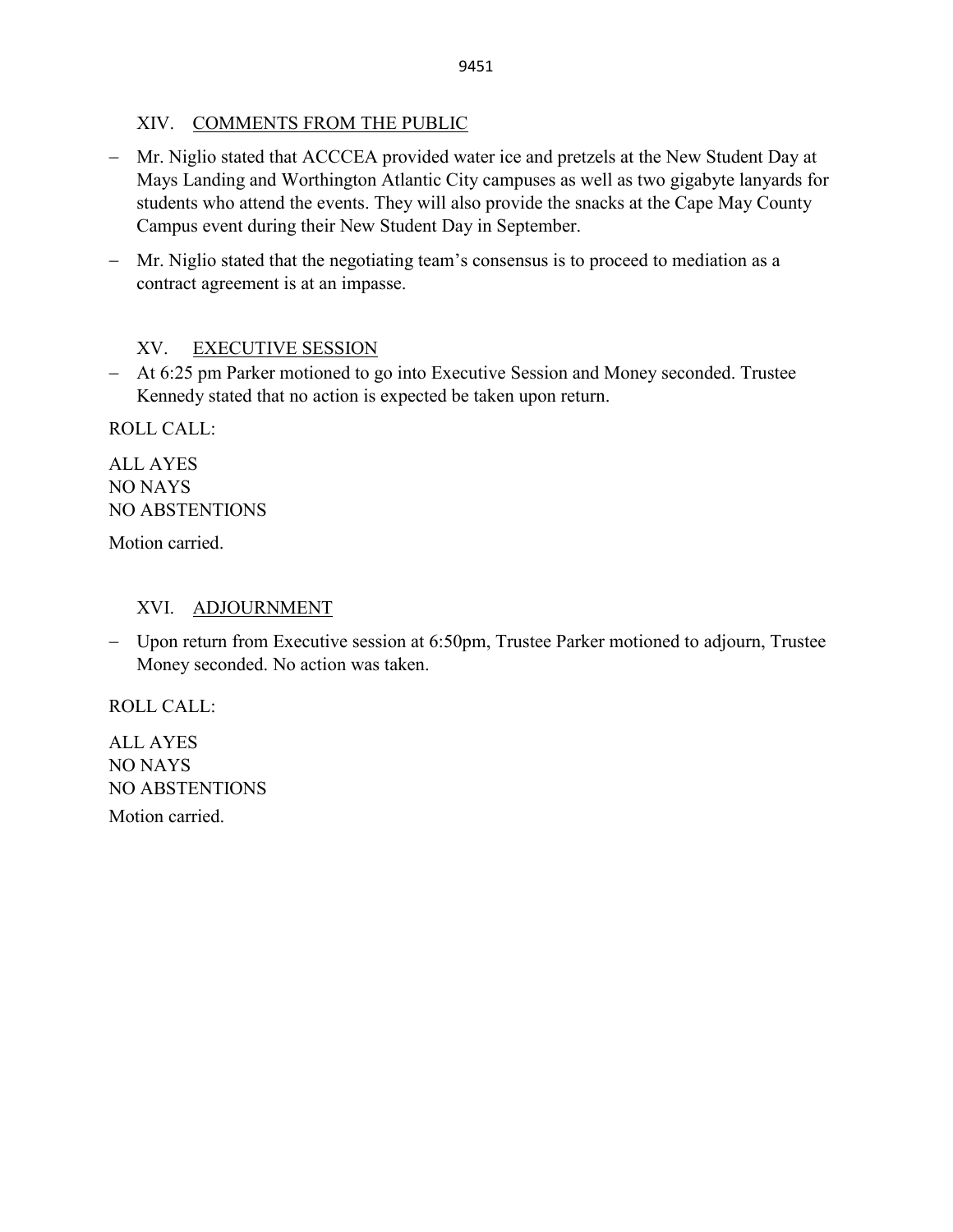XIV. COMMENTS FROM THE PUBLIC

- Mr. Niglio stated that ACCCEA provided water ice and pretzels at the New Student Day at Mays Landing and Worthington Atlantic City campuses as well as two gigabyte lanyards for students who attend the events. They will also provide the snacks at the Cape May County Campus event during their New Student Day in September.
- Mr. Niglio stated that the negotiating team's consensus is to proceed to mediation as a contract agreement is at an impasse.

XV. EXECUTIVE SESSION

- At 6:25 pm Parker motioned to go into Executive Session and Money seconded. Trustee Kennedy stated that no action is expected be taken upon return.

ROLL CALL:

ALL AYES
NO NAYS
NO ABSTENTIONS

Motion carried.

XVI. ADJOURNMENT

- Upon return from Executive session at 6:50pm, Trustee Parker motioned to adjourn, Trustee Money seconded. No action was taken.

ROLL CALL:

ALL AYES
NO NAYS
NO ABSTENTIONS
Motion carried.